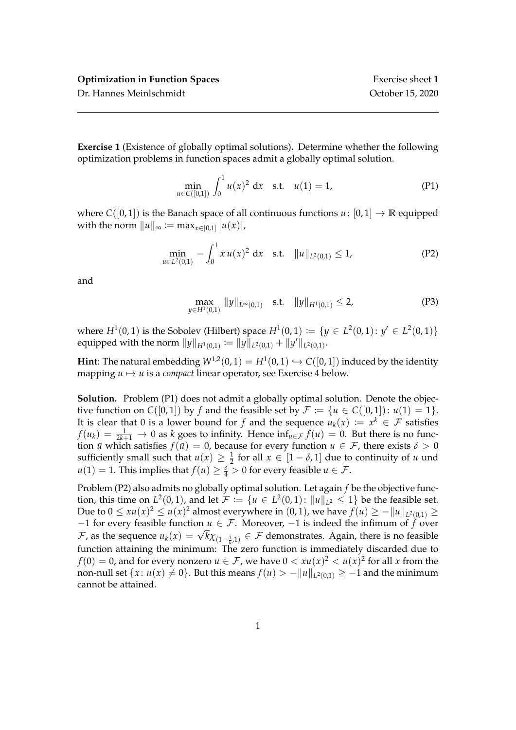**Optimization in Function Spaces** Exercise sheet **1**

Dr. Hannes Meinlschmidt October 15, 2020

---

**Exercise 1** (Existence of globally optimal solutions)**.** Determine whether the following optimization problems in function spaces admit a globally optimal solution.

$$\min_{u \in C([0,1])} \int_0^1 u(x)^2 \, \mathrm{d}x \quad \text{s.t.} \quad u(1) = 1, \tag{P1}$$

where $C([0,1])$ is the Banach space of all continuous functions $u\colon [0,1] \to \mathbb{R}$ equipped with the norm $\|u\|_\infty := \max_{x \in [0,1]} |u(x)|$,

$$\min_{u \in L^2(0,1)} \; -\int_0^1 x\, u(x)^2 \, \mathrm{d}x \quad \text{s.t.} \quad \|u\|_{L^2(0,1)} \le 1, \tag{P2}$$

and

$$\max_{y \in H^1(0,1)} \; \|y\|_{L^\infty(0,1)} \quad \text{s.t.} \quad \|y\|_{H^1(0,1)} \le 2, \tag{P3}$$

where $H^1(0,1)$ is the Sobolev (Hilbert) space $H^1(0,1) := \{y \in L^2(0,1) \colon y' \in L^2(0,1)\}$ equipped with the norm $\|y\|_{H^1(0,1)} := \|y\|_{L^2(0,1)} + \|y'\|_{L^2(0,1)}$.

**Hint**: The natural embedding $W^{1,2}(0,1) = H^1(0,1) \hookrightarrow C([0,1])$ induced by the identity mapping $u \mapsto u$ is a *compact* linear operator, see Exercise 4 below.

**Solution.** Problem (P1) does not admit a globally optimal solution. Denote the objective function on $C([0,1])$ by $f$ and the feasible set by $\mathcal{F} := \{u \in C([0,1]) \colon u(1) = 1\}$. It is clear that 0 is a lower bound for $f$ and the sequence $u_k(x) := x^k \in \mathcal{F}$ satisfies $f(u_k) = \frac{1}{2k+1} \to 0$ as $k$ goes to infinity. Hence $\inf_{u \in \mathcal{F}} f(u) = 0$. But there is no function $\bar{u}$ which satisfies $f(\bar{u}) = 0$, because for every function $u \in \mathcal{F}$, there exists $\delta > 0$ sufficiently small such that $u(x) \ge \frac{1}{2}$ for all $x \in [1-\delta, 1]$ due to continuity of $u$ und $u(1) = 1$. This implies that $f(u) \ge \frac{\delta}{4} > 0$ for every feasible $u \in \mathcal{F}$.

Problem (P2) also admits no globally optimal solution. Let again $f$ be the objective function, this time on $L^2(0,1)$, and let $\mathcal{F} := \{u \in L^2(0,1) \colon \|u\|_{L^2} \le 1\}$ be the feasible set. Due to $0 \le xu(x)^2 \le u(x)^2$ almost everywhere in $(0,1)$, we have $f(u) \ge -\|u\|_{L^2(0,1)} \ge -1$ for every feasible function $u \in \mathcal{F}$. Moreover, $-1$ is indeed the infimum of $f$ over $\mathcal{F}$, as the sequence $u_k(x) = \sqrt{k}\chi_{(1-\frac{1}{k},1)} \in \mathcal{F}$ demonstrates. Again, there is no feasible function attaining the minimum: The zero function is immediately discarded due to $f(0) = 0$, and for every nonzero $u \in \mathcal{F}$, we have $0 < xu(x)^2 < u(x)^2$ for all $x$ from the non-null set $\{x \colon u(x) \ne 0\}$. But this means $f(u) > -\|u\|_{L^2(0,1)} \ge -1$ and the minimum cannot be attained.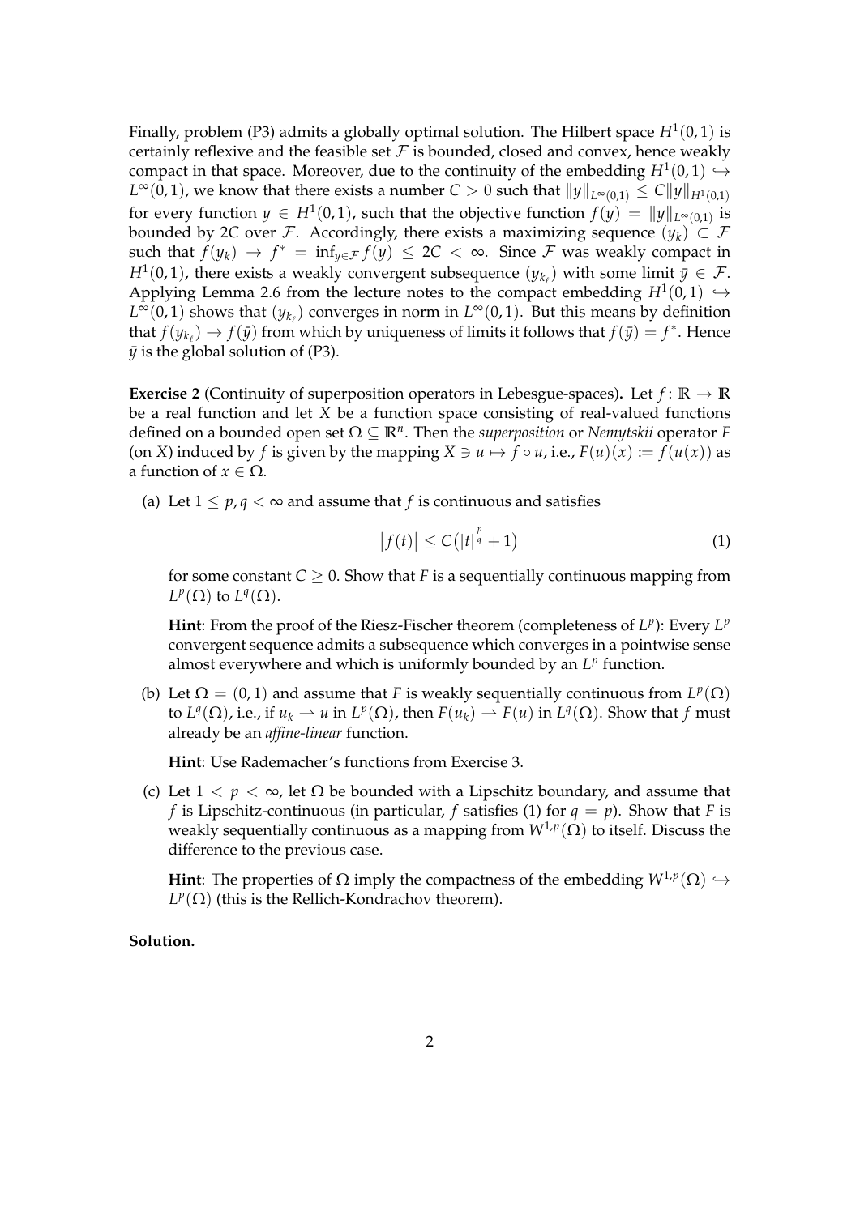Finally, problem (P3) admits a globally optimal solution. The Hilbert space $H^1(0,1)$ is certainly reflexive and the feasible set $\mathcal{F}$ is bounded, closed and convex, hence weakly compact in that space. Moreover, due to the continuity of the embedding $H^1(0,1) \hookrightarrow L^\infty(0,1)$, we know that there exists a number $C > 0$ such that $\|y\|_{L^\infty(0,1)} \leq C\|y\|_{H^1(0,1)}$ for every function $y \in H^1(0,1)$, such that the objective function $f(y) = \|y\|_{L^\infty(0,1)}$ is bounded by $2C$ over $\mathcal{F}$. Accordingly, there exists a maximizing sequence $(y_k) \subset \mathcal{F}$ such that $f(y_k) \to f^* = \inf_{y \in \mathcal{F}} f(y) \leq 2C < \infty$. Since $\mathcal{F}$ was weakly compact in $H^1(0,1)$, there exists a weakly convergent subsequence $(y_{k_\ell})$ with some limit $\bar{y} \in \mathcal{F}$. Applying Lemma 2.6 from the lecture notes to the compact embedding $H^1(0,1) \hookrightarrow L^\infty(0,1)$ shows that $(y_{k_\ell})$ converges in norm in $L^\infty(0,1)$. But this means by definition that $f(y_{k_\ell}) \to f(\bar{y})$ from which by uniqueness of limits it follows that $f(\bar{y}) = f^*$. Hence $\bar{y}$ is the global solution of (P3).

**Exercise 2** (Continuity of superposition operators in Lebesgue-spaces)**.** Let $f\colon \mathbb{R} \to \mathbb{R}$ be a real function and let $X$ be a function space consisting of real-valued functions defined on a bounded open set $\Omega \subseteq \mathbb{R}^n$. Then the *superposition* or *Nemytskii* operator $F$ (on $X$) induced by $f$ is given by the mapping $X \ni u \mapsto f \circ u$, i.e., $F(u)(x) := f(u(x))$ as a function of $x \in \Omega$.

(a) Let $1 \leq p, q < \infty$ and assume that $f$ is continuous and satisfies

$$\left|f(t)\right| \leq C\left(|t|^{\frac{p}{q}} + 1\right) \tag{1}$$

for some constant $C \geq 0$. Show that $F$ is a sequentially continuous mapping from $L^p(\Omega)$ to $L^q(\Omega)$.

**Hint**: From the proof of the Riesz-Fischer theorem (completeness of $L^p$): Every $L^p$ convergent sequence admits a subsequence which converges in a pointwise sense almost everywhere and which is uniformly bounded by an $L^p$ function.

(b) Let $\Omega = (0,1)$ and assume that $F$ is weakly sequentially continuous from $L^p(\Omega)$ to $L^q(\Omega)$, i.e., if $u_k \rightharpoonup u$ in $L^p(\Omega)$, then $F(u_k) \rightharpoonup F(u)$ in $L^q(\Omega)$. Show that $f$ must already be an *affine-linear* function.

**Hint**: Use Rademacher's functions from Exercise 3.

(c) Let $1 < p < \infty$, let $\Omega$ be bounded with a Lipschitz boundary, and assume that $f$ is Lipschitz-continuous (in particular, $f$ satisfies (1) for $q = p$). Show that $F$ is weakly sequentially continuous as a mapping from $W^{1,p}(\Omega)$ to itself. Discuss the difference to the previous case.

**Hint**: The properties of $\Omega$ imply the compactness of the embedding $W^{1,p}(\Omega) \hookrightarrow L^p(\Omega)$ (this is the Rellich-Kondrachov theorem).

**Solution.**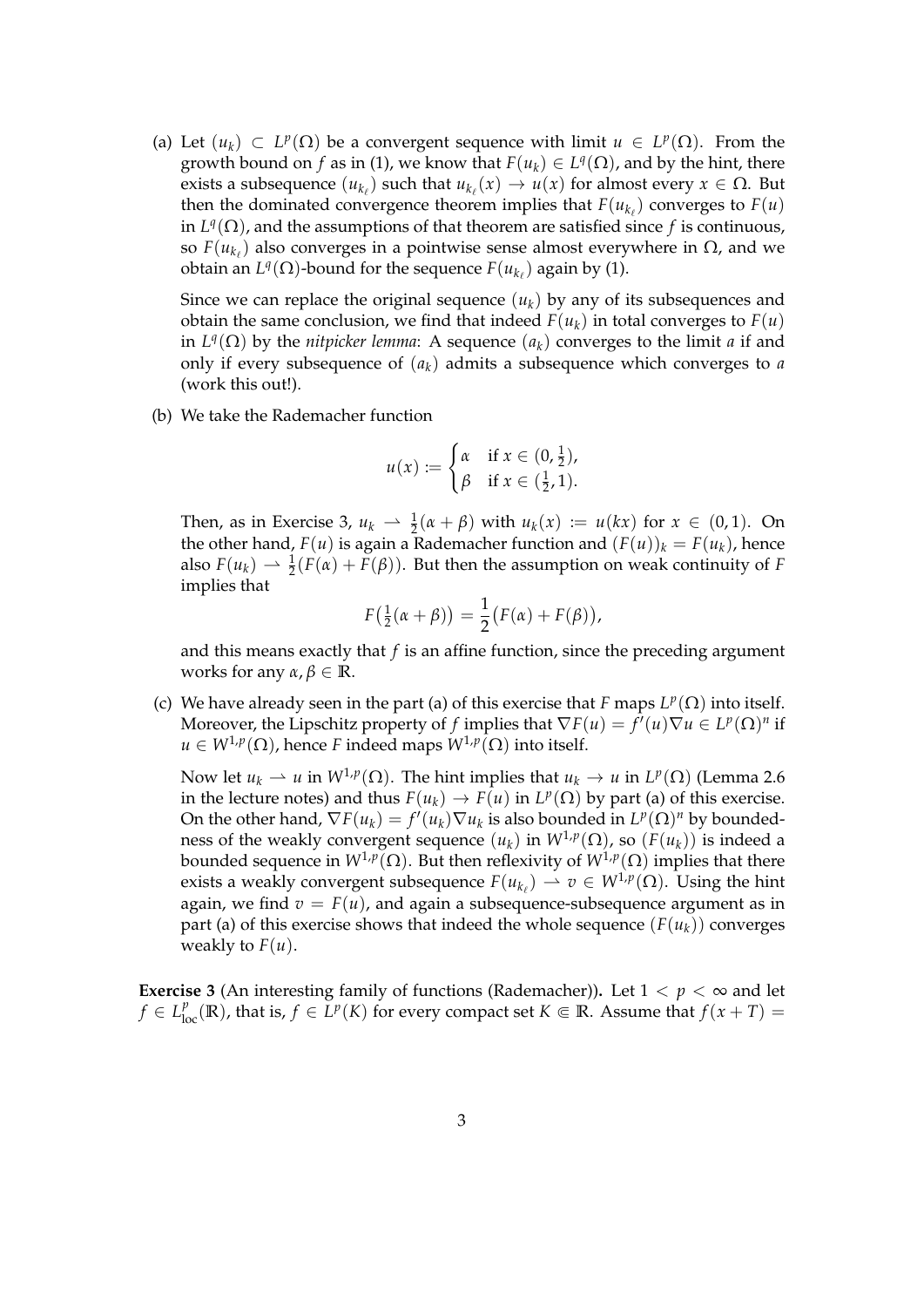(a) Let $(u_k) \subset L^p(\Omega)$ be a convergent sequence with limit $u \in L^p(\Omega)$. From the growth bound on $f$ as in (1), we know that $F(u_k) \in L^q(\Omega)$, and by the hint, there exists a subsequence $(u_{k_\ell})$ such that $u_{k_\ell}(x) \to u(x)$ for almost every $x \in \Omega$. But then the dominated convergence theorem implies that $F(u_{k_\ell})$ converges to $F(u)$ in $L^q(\Omega)$, and the assumptions of that theorem are satisfied since $f$ is continuous, so $F(u_{k_\ell})$ also converges in a pointwise sense almost everywhere in $\Omega$, and we obtain an $L^q(\Omega)$-bound for the sequence $F(u_{k_\ell})$ again by (1).

Since we can replace the original sequence $(u_k)$ by any of its subsequences and obtain the same conclusion, we find that indeed $F(u_k)$ in total converges to $F(u)$ in $L^q(\Omega)$ by the *nitpicker lemma*: A sequence $(a_k)$ converges to the limit $a$ if and only if every subsequence of $(a_k)$ admits a subsequence which converges to $a$ (work this out!).

(b) We take the Rademacher function

$$u(x) := \begin{cases} \alpha & \text{if } x \in (0, \frac{1}{2}), \\ \beta & \text{if } x \in (\frac{1}{2}, 1). \end{cases}$$

Then, as in Exercise 3, $u_k \rightharpoonup \frac{1}{2}(\alpha + \beta)$ with $u_k(x) := u(kx)$ for $x \in (0,1)$. On the other hand, $F(u)$ is again a Rademacher function and $(F(u))_k = F(u_k)$, hence also $F(u_k) \rightharpoonup \frac{1}{2}(F(\alpha) + F(\beta))$. But then the assumption on weak continuity of $F$ implies that

$$F\big(\tfrac{1}{2}(\alpha + \beta)\big) = \frac{1}{2}\big(F(\alpha) + F(\beta)\big),$$

and this means exactly that $f$ is an affine function, since the preceding argument works for any $\alpha, \beta \in \mathbb{R}$.

(c) We have already seen in the part (a) of this exercise that $F$ maps $L^p(\Omega)$ into itself. Moreover, the Lipschitz property of $f$ implies that $\nabla F(u) = f'(u)\nabla u \in L^p(\Omega)^n$ if $u \in W^{1,p}(\Omega)$, hence $F$ indeed maps $W^{1,p}(\Omega)$ into itself.

Now let $u_k \rightharpoonup u$ in $W^{1,p}(\Omega)$. The hint implies that $u_k \to u$ in $L^p(\Omega)$ (Lemma 2.6 in the lecture notes) and thus $F(u_k) \to F(u)$ in $L^p(\Omega)$ by part (a) of this exercise. On the other hand, $\nabla F(u_k) = f'(u_k)\nabla u_k$ is also bounded in $L^p(\Omega)^n$ by boundedness of the weakly convergent sequence $(u_k)$ in $W^{1,p}(\Omega)$, so $(F(u_k))$ is indeed a bounded sequence in $W^{1,p}(\Omega)$. But then reflexivity of $W^{1,p}(\Omega)$ implies that there exists a weakly convergent subsequence $F(u_{k_\ell}) \rightharpoonup v \in W^{1,p}(\Omega)$. Using the hint again, we find $v = F(u)$, and again a subsequence-subsequence argument as in part (a) of this exercise shows that indeed the whole sequence $(F(u_k))$ converges weakly to $F(u)$.

**Exercise 3** (An interesting family of functions (Rademacher))**.** Let $1 < p < \infty$ and let $f \in L^p_{\text{loc}}(\mathbb{R})$, that is, $f \in L^p(K)$ for every compact set $K \Subset \mathbb{R}$. Assume that $f(x + T) =$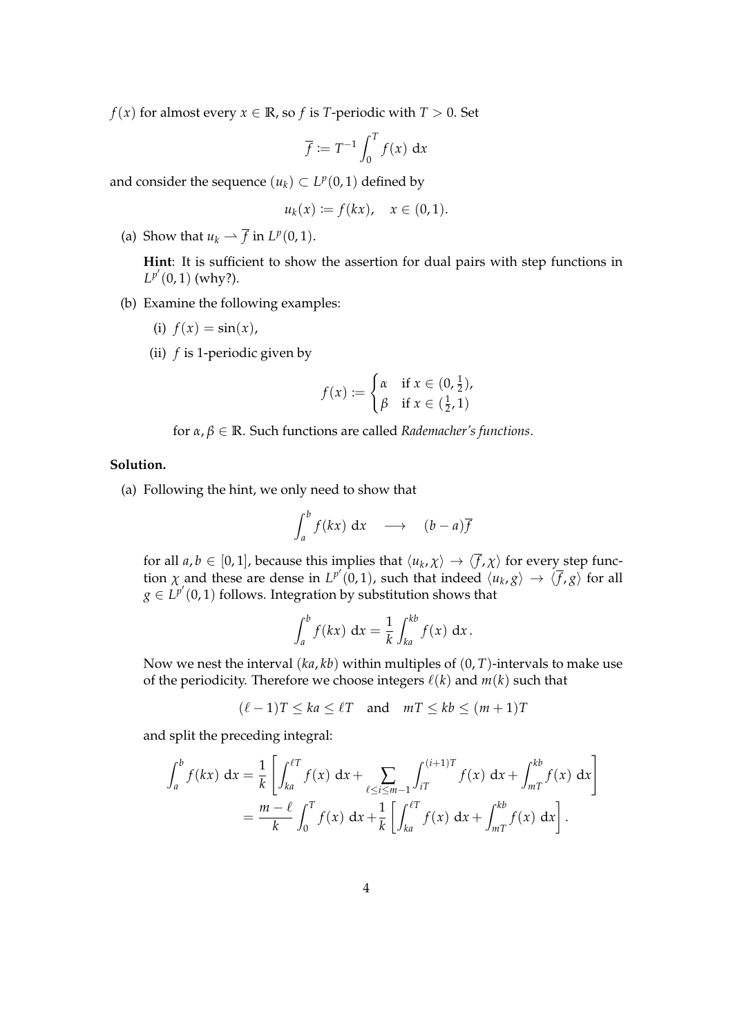$f(x)$ for almost every $x \in \mathbb{R}$, so $f$ is $T$-periodic with $T > 0$. Set

$$\overline{f} := T^{-1} \int_0^T f(x) \, \mathrm{d}x$$

and consider the sequence $(u_k) \subset L^p(0,1)$ defined by

$$u_k(x) := f(kx), \quad x \in (0,1).$$

(a) Show that $u_k \rightharpoonup \overline{f}$ in $L^p(0,1)$.

**Hint**: It is sufficient to show the assertion for dual pairs with step functions in $L^{p'}(0,1)$ (why?).

(b) Examine the following examples:

(i) $f(x) = \sin(x)$,

(ii) $f$ is 1-periodic given by

$$f(x) := \begin{cases} \alpha & \text{if } x \in (0, \frac{1}{2}), \\ \beta & \text{if } x \in (\frac{1}{2}, 1) \end{cases}$$

for $\alpha, \beta \in \mathbb{R}$. Such functions are called *Rademacher's functions*.

**Solution.**

(a) Following the hint, we only need to show that

$$\int_a^b f(kx) \, \mathrm{d}x \quad \longrightarrow \quad (b-a)\overline{f}$$

for all $a, b \in [0,1]$, because this implies that $\langle u_k, \chi \rangle \to \langle \overline{f}, \chi \rangle$ for every step function $\chi$ and these are dense in $L^{p'}(0,1)$, such that indeed $\langle u_k, g \rangle \to \langle \overline{f}, g \rangle$ for all $g \in L^{p'}(0,1)$ follows. Integration by substitution shows that

$$\int_a^b f(kx) \, \mathrm{d}x = \frac{1}{k} \int_{ka}^{kb} f(x) \, \mathrm{d}x \, .$$

Now we nest the interval $(ka, kb)$ within multiples of $(0, T)$-intervals to make use of the periodicity. Therefore we choose integers $\ell(k)$ and $m(k)$ such that

$$(\ell - 1)T \le ka \le \ell T \quad \text{and} \quad mT \le kb \le (m+1)T$$

and split the preceding integral:

$$\begin{aligned}
\int_a^b f(kx) \, \mathrm{d}x &= \frac{1}{k} \left[ \int_{ka}^{\ell T} f(x) \, \mathrm{d}x + \sum_{\ell \le i \le m-1} \int_{iT}^{(i+1)T} f(x) \, \mathrm{d}x + \int_{mT}^{kb} f(x) \, \mathrm{d}x \right] \\
&= \frac{m - \ell}{k} \int_0^T f(x) \, \mathrm{d}x + \frac{1}{k} \left[ \int_{ka}^{\ell T} f(x) \, \mathrm{d}x + \int_{mT}^{kb} f(x) \, \mathrm{d}x \right].
\end{aligned}$$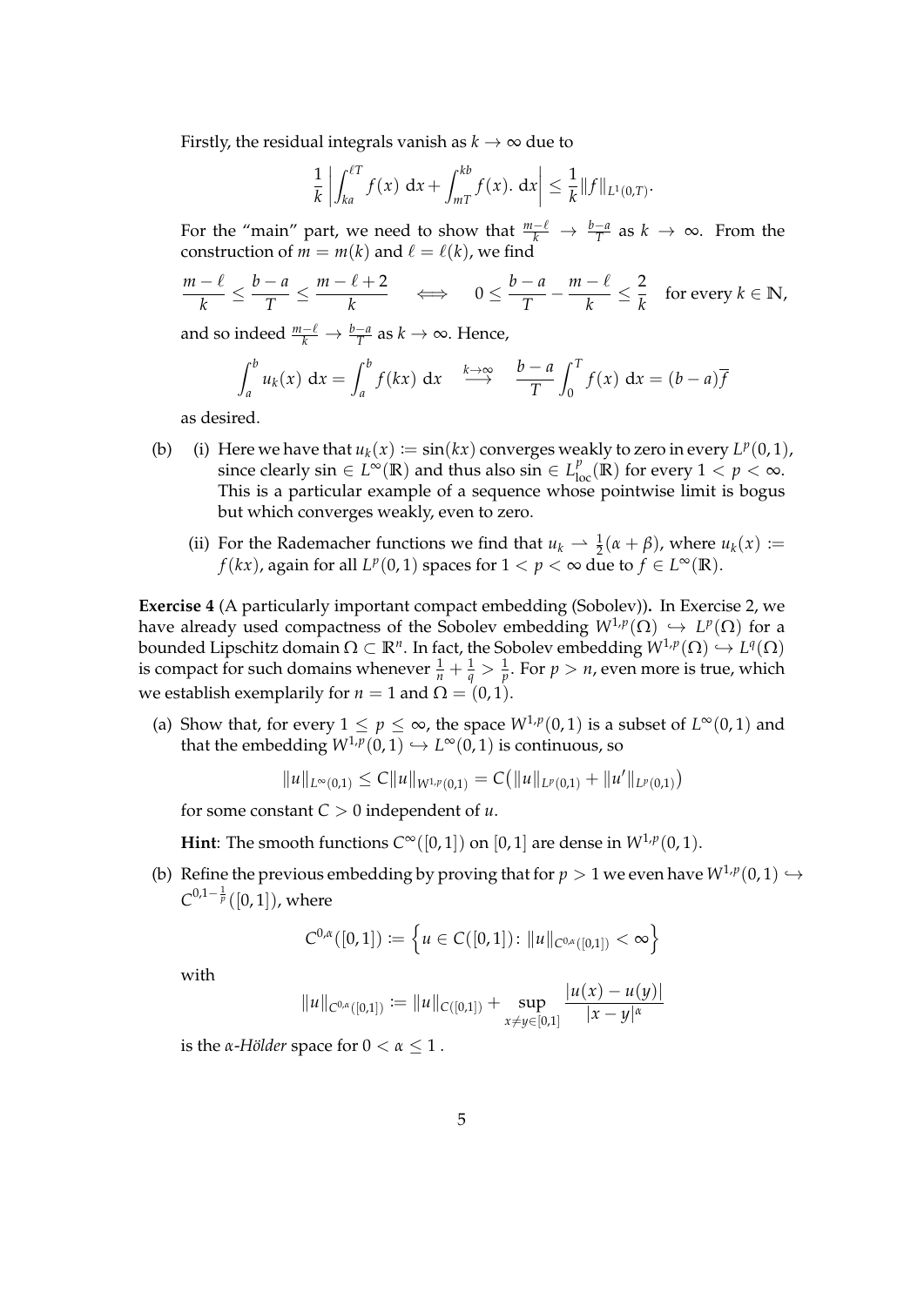Firstly, the residual integrals vanish as $k \to \infty$ due to

$$\frac{1}{k}\left|\int_{ka}^{\ell T} f(x)\ \mathrm{d}x + \int_{mT}^{kb} f(x).\ \mathrm{d}x\right| \leq \frac{1}{k}\|f\|_{L^1(0,T)}.$$

For the "main" part, we need to show that $\frac{m-\ell}{k} \to \frac{b-a}{T}$ as $k \to \infty$. From the construction of $m = m(k)$ and $\ell = \ell(k)$, we find

$$\frac{m-\ell}{k} \leq \frac{b-a}{T} \leq \frac{m-\ell+2}{k} \quad \iff \quad 0 \leq \frac{b-a}{T} - \frac{m-\ell}{k} \leq \frac{2}{k} \quad \text{for every } k \in \mathbb{N},$$

and so indeed $\frac{m-\ell}{k} \to \frac{b-a}{T}$ as $k \to \infty$. Hence,

$$\int_a^b u_k(x)\ \mathrm{d}x = \int_a^b f(kx)\ \mathrm{d}x \quad \overset{k\to\infty}{\longrightarrow} \quad \frac{b-a}{T}\int_0^T f(x)\ \mathrm{d}x = (b-a)\overline{f}$$

as desired.

(b) (i) Here we have that $u_k(x) := \sin(kx)$ converges weakly to zero in every $L^p(0,1)$, since clearly $\sin \in L^\infty(\mathbb{R})$ and thus also $\sin \in L^p_{\mathrm{loc}}(\mathbb{R})$ for every $1 < p < \infty$. This is a particular example of a sequence whose pointwise limit is bogus but which converges weakly, even to zero.

(ii) For the Rademacher functions we find that $u_k \rightharpoonup \frac{1}{2}(\alpha + \beta)$, where $u_k(x) := f(kx)$, again for all $L^p(0,1)$ spaces for $1 < p < \infty$ due to $f \in L^\infty(\mathbb{R})$.

**Exercise 4** (A particularly important compact embedding (Sobolev))**.** In Exercise 2, we have already used compactness of the Sobolev embedding $W^{1,p}(\Omega) \hookrightarrow L^p(\Omega)$ for a bounded Lipschitz domain $\Omega \subset \mathbb{R}^n$. In fact, the Sobolev embedding $W^{1,p}(\Omega) \hookrightarrow L^q(\Omega)$ is compact for such domains whenever $\frac{1}{n} + \frac{1}{q} > \frac{1}{p}$. For $p > n$, even more is true, which we establish exemplarily for $n = 1$ and $\Omega = (0,1)$.

(a) Show that, for every $1 \leq p \leq \infty$, the space $W^{1,p}(0,1)$ is a subset of $L^\infty(0,1)$ and that the embedding $W^{1,p}(0,1) \hookrightarrow L^\infty(0,1)$ is continuous, so

$$\|u\|_{L^\infty(0,1)} \leq C\|u\|_{W^{1,p}(0,1)} = C\big(\|u\|_{L^p(0,1)} + \|u'\|_{L^p(0,1)}\big)$$

for some constant $C > 0$ independent of $u$.

**Hint**: The smooth functions $C^\infty([0,1])$ on $[0,1]$ are dense in $W^{1,p}(0,1)$.

(b) Refine the previous embedding by proving that for $p > 1$ we even have $W^{1,p}(0,1) \hookrightarrow C^{0,1-\frac{1}{p}}([0,1])$, where

$$C^{0,\alpha}([0,1]) := \left\{u \in C([0,1]) \colon \|u\|_{C^{0,\alpha}([0,1])} < \infty\right\}$$

with

$$\|u\|_{C^{0,\alpha}([0,1])} := \|u\|_{C([0,1])} + \sup_{x \neq y \in [0,1]} \frac{|u(x) - u(y)|}{|x-y|^\alpha}$$

is the *$\alpha$-Hölder* space for $0 < \alpha \leq 1$.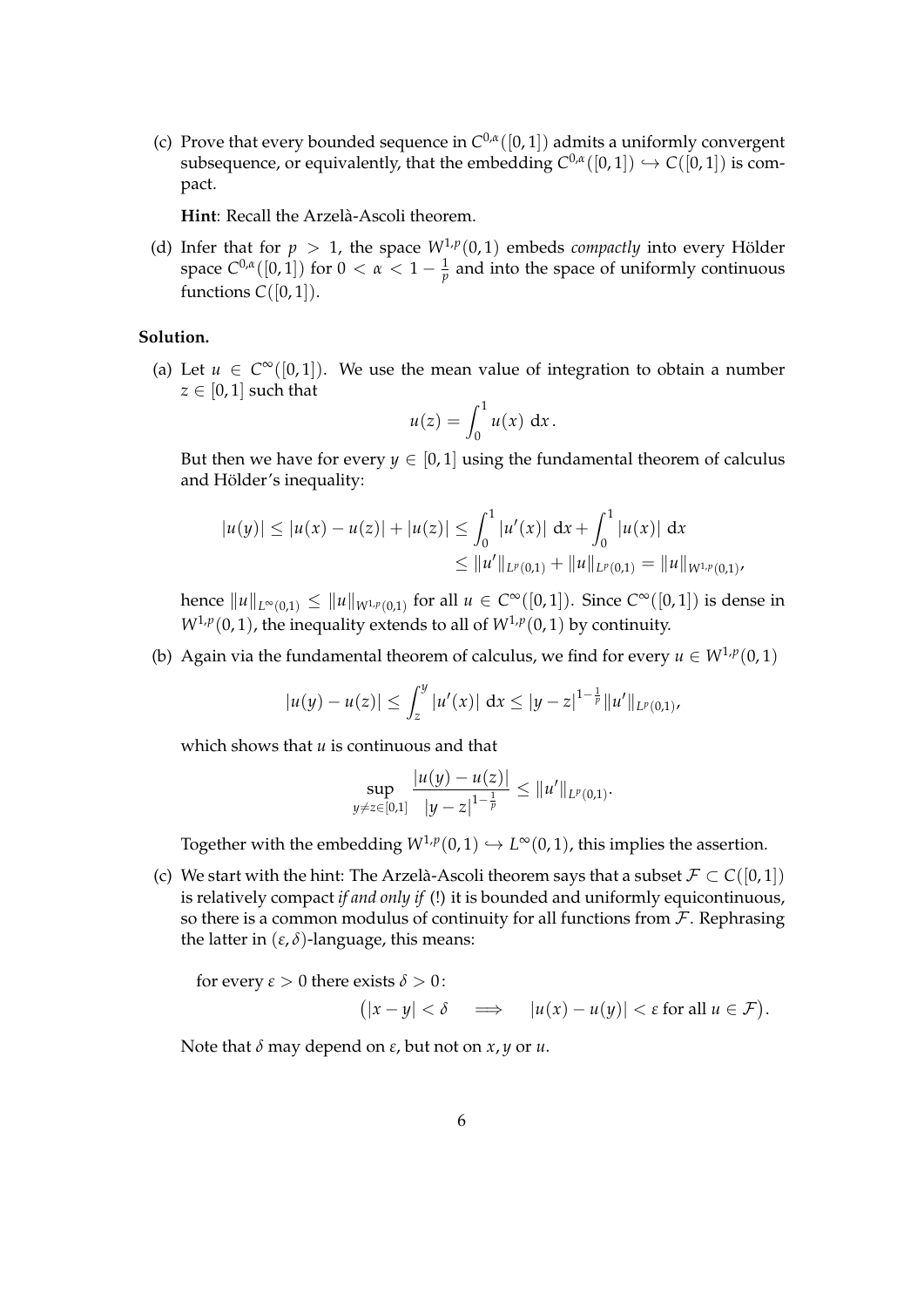(c) Prove that every bounded sequence in $C^{0,\alpha}([0,1])$ admits a uniformly convergent subsequence, or equivalently, that the embedding $C^{0,\alpha}([0,1]) \hookrightarrow C([0,1])$ is compact.

**Hint**: Recall the Arzelà-Ascoli theorem.

(d) Infer that for $p > 1$, the space $W^{1,p}(0,1)$ embeds *compactly* into every Hölder space $C^{0,\alpha}([0,1])$ for $0 < \alpha < 1 - \frac{1}{p}$ and into the space of uniformly continuous functions $C([0,1])$.

**Solution.**

(a) Let $u \in C^\infty([0,1])$. We use the mean value of integration to obtain a number $z \in [0,1]$ such that

$$u(z) = \int_0^1 u(x)\ \mathrm{d}x\,.$$

But then we have for every $y \in [0,1]$ using the fundamental theorem of calculus and Hölder's inequality:

$$\begin{aligned}|u(y)| \le |u(x) - u(z)| + |u(z)| &\le \int_0^1 |u'(x)|\ \mathrm{d}x + \int_0^1 |u(x)|\ \mathrm{d}x \\ &\le \|u'\|_{L^p(0,1)} + \|u\|_{L^p(0,1)} = \|u\|_{W^{1,p}(0,1)},\end{aligned}$$

hence $\|u\|_{L^\infty(0,1)} \le \|u\|_{W^{1,p}(0,1)}$ for all $u \in C^\infty([0,1])$. Since $C^\infty([0,1])$ is dense in $W^{1,p}(0,1)$, the inequality extends to all of $W^{1,p}(0,1)$ by continuity.

(b) Again via the fundamental theorem of calculus, we find for every $u \in W^{1,p}(0,1)$

$$|u(y) - u(z)| \le \int_z^y |u'(x)|\ \mathrm{d}x \le |y-z|^{1-\frac{1}{p}} \|u'\|_{L^p(0,1)},$$

which shows that $u$ is continuous and that

$$\sup_{y \ne z \in [0,1]} \frac{|u(y) - u(z)|}{|y-z|^{1-\frac{1}{p}}} \le \|u'\|_{L^p(0,1)}.$$

Together with the embedding $W^{1,p}(0,1) \hookrightarrow L^\infty(0,1)$, this implies the assertion.

(c) We start with the hint: The Arzelà-Ascoli theorem says that a subset $\mathcal{F} \subset C([0,1])$ is relatively compact *if and only if* (!) it is bounded and uniformly equicontinuous, so there is a common modulus of continuity for all functions from $\mathcal{F}$. Rephrasing the latter in $(\varepsilon, \delta)$-language, this means:

for every $\varepsilon > 0$ there exists $\delta > 0$:

$$\big(|x-y| < \delta \quad \Longrightarrow \quad |u(x) - u(y)| < \varepsilon \text{ for all } u \in \mathcal{F}\big).$$

Note that $\delta$ may depend on $\varepsilon$, but not on $x, y$ or $u$.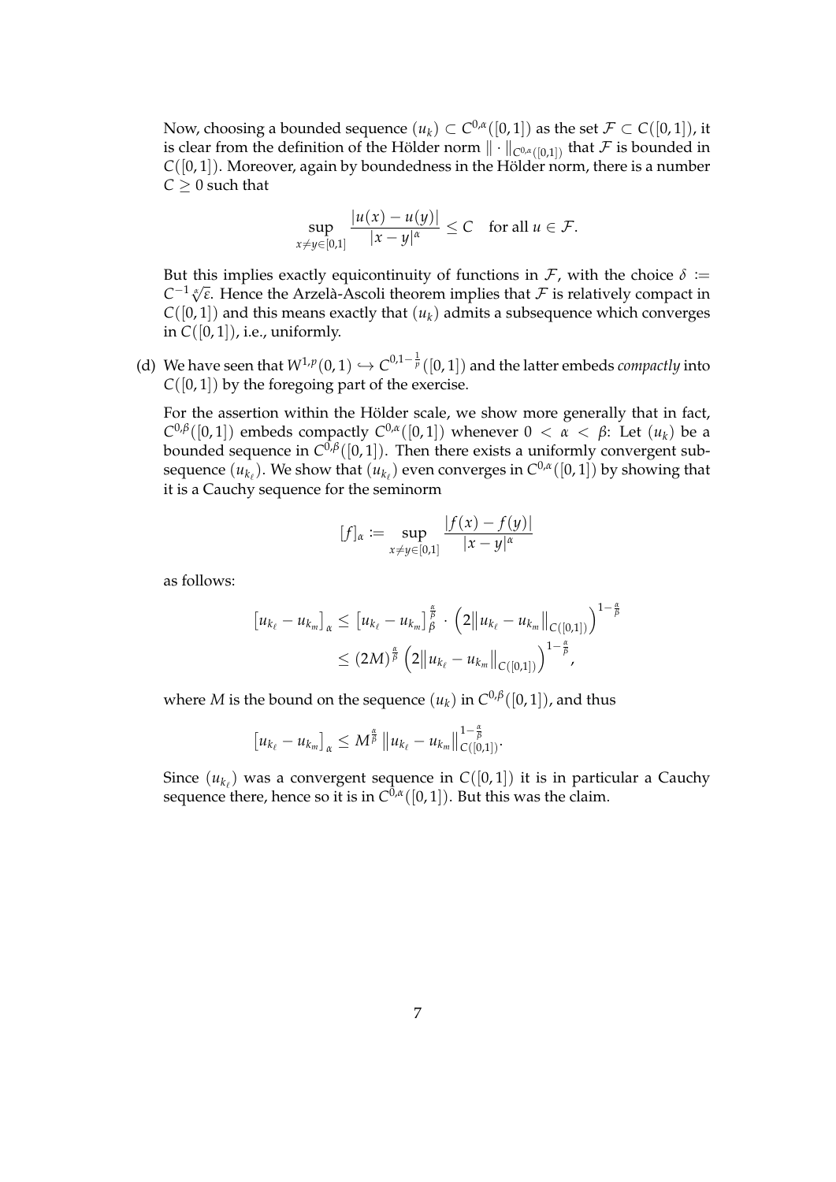Now, choosing a bounded sequence $(u_k) \subset C^{0,\alpha}([0,1])$ as the set $\mathcal{F} \subset C([0,1])$, it is clear from the definition of the Hölder norm $\|\cdot\|_{C^{0,\alpha}([0,1])}$ that $\mathcal{F}$ is bounded in $C([0,1])$. Moreover, again by boundedness in the Hölder norm, there is a number $C \geq 0$ such that

$$\sup_{x \neq y \in [0,1]} \frac{|u(x) - u(y)|}{|x-y|^\alpha} \leq C \quad \text{for all } u \in \mathcal{F}.$$

But this implies exactly equicontinuity of functions in $\mathcal{F}$, with the choice $\delta := C^{-1}\sqrt[\alpha]{\varepsilon}$. Hence the Arzelà-Ascoli theorem implies that $\mathcal{F}$ is relatively compact in $C([0,1])$ and this means exactly that $(u_k)$ admits a subsequence which converges in $C([0,1])$, i.e., uniformly.

(d) We have seen that $W^{1,p}(0,1) \hookrightarrow C^{0,1-\frac{1}{p}}([0,1])$ and the latter embeds *compactly* into $C([0,1])$ by the foregoing part of the exercise.

For the assertion within the Hölder scale, we show more generally that in fact, $C^{0,\beta}([0,1])$ embeds compactly $C^{0,\alpha}([0,1])$ whenever $0 < \alpha < \beta$: Let $(u_k)$ be a bounded sequence in $C^{0,\beta}([0,1])$. Then there exists a uniformly convergent subsequence $(u_{k_\ell})$. We show that $(u_{k_\ell})$ even converges in $C^{0,\alpha}([0,1])$ by showing that it is a Cauchy sequence for the seminorm

$$[f]_\alpha := \sup_{x \neq y \in [0,1]} \frac{|f(x) - f(y)|}{|x-y|^\alpha}$$

as follows:

$$\begin{aligned}
\left[u_{k_\ell} - u_{k_m}\right]_\alpha &\leq \left[u_{k_\ell} - u_{k_m}\right]_\beta^{\frac{\alpha}{\beta}} \cdot \left(2\left\|u_{k_\ell} - u_{k_m}\right\|_{C([0,1])}\right)^{1-\frac{\alpha}{\beta}} \\
&\leq (2M)^{\frac{\alpha}{\beta}} \left(2\left\|u_{k_\ell} - u_{k_m}\right\|_{C([0,1])}\right)^{1-\frac{\alpha}{\beta}},
\end{aligned}$$

where $M$ is the bound on the sequence $(u_k)$ in $C^{0,\beta}([0,1])$, and thus

$$\left[u_{k_\ell} - u_{k_m}\right]_\alpha \leq M^{\frac{\alpha}{\beta}} \left\|u_{k_\ell} - u_{k_m}\right\|_{C([0,1])}^{1-\frac{\alpha}{\beta}}.$$

Since $(u_{k_\ell})$ was a convergent sequence in $C([0,1])$ it is in particular a Cauchy sequence there, hence so it is in $C^{0,\alpha}([0,1])$. But this was the claim.